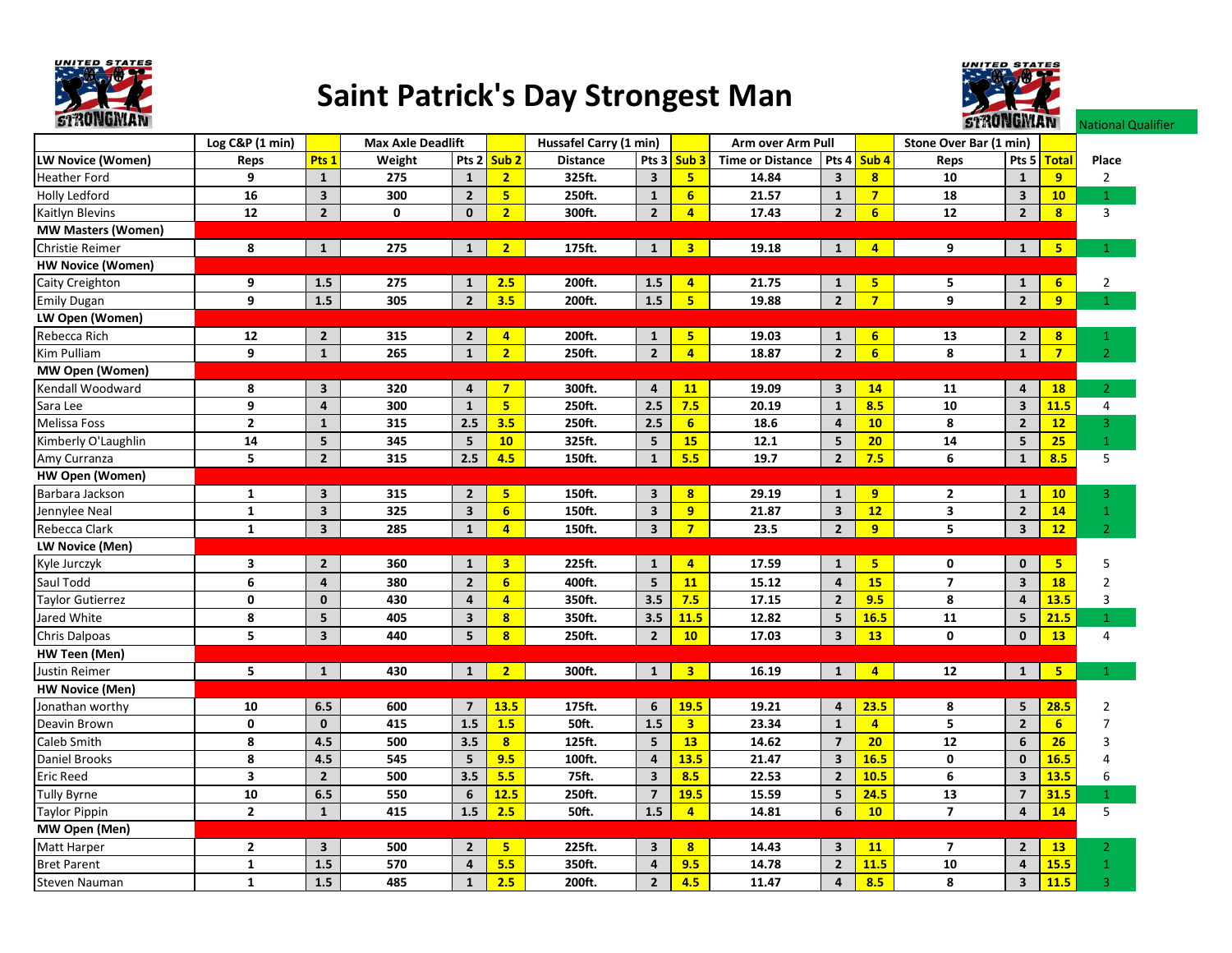# Saint Patrick's Day Strongest Man

National Qualifier

| | Log C&P (1 min) | | Max Axle Deadlift | | | Hussafel Carry (1 min) | | | Arm over Arm Pull | | | Stone Over Bar (1 min) | | | |
|---|---|---|---|---|---|---|---|---|---|---|---|---|---|---|---|
| **LW Novice (Women)** | Reps | Pts 1 | Weight | Pts 2 | Sub 2 | Distance | Pts 3 | Sub 3 | Time or Distance | Pts 4 | Sub 4 | Reps | Pts 5 | Total | Place |
| Heather Ford | 9 | 1 | 275 | 1 | 2 | 325ft. | 3 | 5 | 14.84 | 3 | 8 | 10 | 1 | 9 | 2 |
| Holly Ledford | 16 | 3 | 300 | 2 | 5 | 250ft. | 1 | 6 | 21.57 | 1 | 7 | 18 | 3 | 10 | 1 |
| Kaitlyn Blevins | 12 | 2 | 0 | 0 | 2 | 300ft. | 2 | 4 | 17.43 | 2 | 6 | 12 | 2 | 8 | 3 |
| **MW Masters (Women)** | | | | | | | | | | | | | | | |
| Christie Reimer | 8 | 1 | 275 | 1 | 2 | 175ft. | 1 | 3 | 19.18 | 1 | 4 | 9 | 1 | 5 | 1 |
| **HW Novice (Women)** | | | | | | | | | | | | | | | |
| Caity Creighton | 9 | 1.5 | 275 | 1 | 2.5 | 200ft. | 1.5 | 4 | 21.75 | 1 | 5 | 5 | 1 | 6 | 2 |
| Emily Dugan | 9 | 1.5 | 305 | 2 | 3.5 | 200ft. | 1.5 | 5 | 19.88 | 2 | 7 | 9 | 2 | 9 | 1 |
| **LW Open (Women)** | | | | | | | | | | | | | | | |
| Rebecca Rich | 12 | 2 | 315 | 2 | 4 | 200ft. | 1 | 5 | 19.03 | 1 | 6 | 13 | 2 | 8 | 1 |
| Kim Pulliam | 9 | 1 | 265 | 1 | 2 | 250ft. | 2 | 4 | 18.87 | 2 | 6 | 8 | 1 | 7 | 2 |
| **MW Open (Women)** | | | | | | | | | | | | | | | |
| Kendall Woodward | 8 | 3 | 320 | 4 | 7 | 300ft. | 4 | 11 | 19.09 | 3 | 14 | 11 | 4 | 18 | 2 |
| Sara Lee | 9 | 4 | 300 | 1 | 5 | 250ft. | 2.5 | 7.5 | 20.19 | 1 | 8.5 | 10 | 3 | 11.5 | 4 |
| Melissa Foss | 2 | 1 | 315 | 2.5 | 3.5 | 250ft. | 2.5 | 6 | 18.6 | 4 | 10 | 8 | 2 | 12 | 3 |
| Kimberly O'Laughlin | 14 | 5 | 345 | 5 | 10 | 325ft. | 5 | 15 | 12.1 | 5 | 20 | 14 | 5 | 25 | 1 |
| Amy Curranza | 5 | 2 | 315 | 2.5 | 4.5 | 150ft. | 1 | 5.5 | 19.7 | 2 | 7.5 | 6 | 1 | 8.5 | 5 |
| **HW Open (Women)** | | | | | | | | | | | | | | | |
| Barbara Jackson | 1 | 3 | 315 | 2 | 5 | 150ft. | 3 | 8 | 29.19 | 1 | 9 | 2 | 1 | 10 | 3 |
| Jennylee Neal | 1 | 3 | 325 | 3 | 6 | 150ft. | 3 | 9 | 21.87 | 3 | 12 | 3 | 2 | 14 | 1 |
| Rebecca Clark | 1 | 3 | 285 | 1 | 4 | 150ft. | 3 | 7 | 23.5 | 2 | 9 | 5 | 3 | 12 | 2 |
| **LW Novice (Men)** | | | | | | | | | | | | | | | |
| Kyle Jurczyk | 3 | 2 | 360 | 1 | 3 | 225ft. | 1 | 4 | 17.59 | 1 | 5 | 0 | 0 | 5 | 5 |
| Saul Todd | 6 | 4 | 380 | 2 | 6 | 400ft. | 5 | 11 | 15.12 | 4 | 15 | 7 | 3 | 18 | 2 |
| Taylor Gutierrez | 0 | 0 | 430 | 4 | 4 | 350ft. | 3.5 | 7.5 | 17.15 | 2 | 9.5 | 8 | 4 | 13.5 | 3 |
| Jared White | 8 | 5 | 405 | 3 | 8 | 350ft. | 3.5 | 11.5 | 12.82 | 5 | 16.5 | 11 | 5 | 21.5 | 1 |
| Chris Dalpoas | 5 | 3 | 440 | 5 | 8 | 250ft. | 2 | 10 | 17.03 | 3 | 13 | 0 | 0 | 13 | 4 |
| **HW Teen (Men)** | | | | | | | | | | | | | | | |
| Justin Reimer | 5 | 1 | 430 | 1 | 2 | 300ft. | 1 | 3 | 16.19 | 1 | 4 | 12 | 1 | 5 | 1 |
| **HW Novice (Men)** | | | | | | | | | | | | | | | |
| Jonathan worthy | 10 | 6.5 | 600 | 7 | 13.5 | 175ft. | 6 | 19.5 | 19.21 | 4 | 23.5 | 8 | 5 | 28.5 | 2 |
| Deavin Brown | 0 | 0 | 415 | 1.5 | 1.5 | 50ft. | 1.5 | 3 | 23.34 | 1 | 4 | 5 | 2 | 6 | 7 |
| Caleb Smith | 8 | 4.5 | 500 | 3.5 | 8 | 125ft. | 5 | 13 | 14.62 | 7 | 20 | 12 | 6 | 26 | 3 |
| Daniel Brooks | 8 | 4.5 | 545 | 5 | 9.5 | 100ft. | 4 | 13.5 | 21.47 | 3 | 16.5 | 0 | 0 | 16.5 | 4 |
| Eric Reed | 3 | 2 | 500 | 3.5 | 5.5 | 75ft. | 3 | 8.5 | 22.53 | 2 | 10.5 | 6 | 3 | 13.5 | 6 |
| Tully Byrne | 10 | 6.5 | 550 | 6 | 12.5 | 250ft. | 7 | 19.5 | 15.59 | 5 | 24.5 | 13 | 7 | 31.5 | 1 |
| Taylor Pippin | 2 | 1 | 415 | 1.5 | 2.5 | 50ft. | 1.5 | 4 | 14.81 | 6 | 10 | 7 | 4 | 14 | 5 |
| **MW Open (Men)** | | | | | | | | | | | | | | | |
| Matt Harper | 2 | 3 | 500 | 2 | 5 | 225ft. | 3 | 8 | 14.43 | 3 | 11 | 7 | 2 | 13 | 2 |
| Bret Parent | 1 | 1.5 | 570 | 4 | 5.5 | 350ft. | 4 | 9.5 | 14.78 | 2 | 11.5 | 10 | 4 | 15.5 | 1 |
| Steven Nauman | 1 | 1.5 | 485 | 1 | 2.5 | 200ft. | 2 | 4.5 | 11.47 | 4 | 8.5 | 8 | 3 | 11.5 | 3 |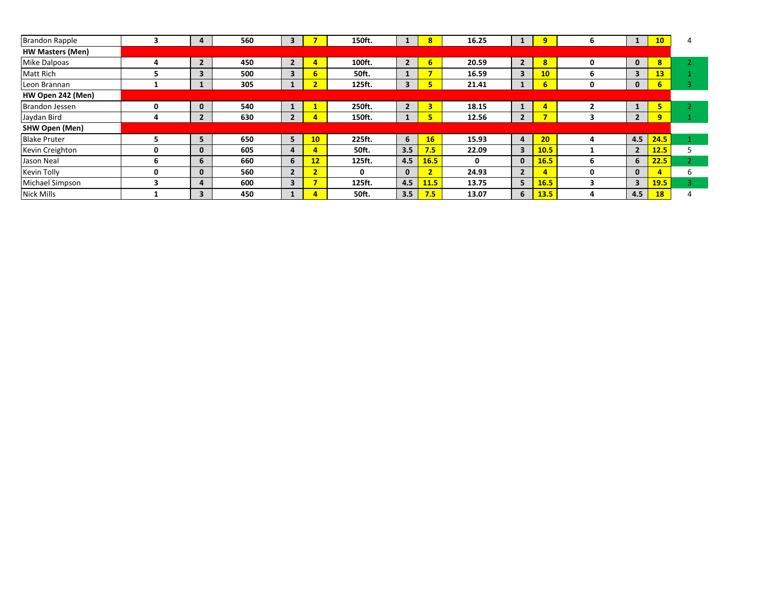| | | | | | | | | | | | | | | |
|---|---|---|---|---|---|---|---|---|---|---|---|---|---|---|
| Brandon Rapple | 3 | 4 | 560 | 3 | 7 | 150ft. | 1 | 8 | 16.25 | 1 | 9 | 6 | 1 | 10 | 4 |
| **HW Masters (Men)** | | | | | | | | | | | | | | | |
| Mike Dalpoas | 4 | 2 | 450 | 2 | 4 | 100ft. | 2 | 6 | 20.59 | 2 | 8 | 0 | 0 | 8 | 2 |
| Matt Rich | 5 | 3 | 500 | 3 | 6 | 50ft. | 1 | 7 | 16.59 | 3 | 10 | 6 | 3 | 13 | 1 |
| Leon Brannan | 1 | 1 | 305 | 1 | 2 | 125ft. | 3 | 5 | 21.41 | 1 | 6 | 0 | 0 | 6 | 3 |
| **HW Open 242 (Men)** | | | | | | | | | | | | | | | |
| Brandon Jessen | 0 | 0 | 540 | 1 | 1 | 250ft. | 2 | 3 | 18.15 | 1 | 4 | 2 | 1 | 5 | 2 |
| Jaydan Bird | 4 | 2 | 630 | 2 | 4 | 150ft. | 1 | 5 | 12.56 | 2 | 7 | 3 | 2 | 9 | 1 |
| **SHW Open (Men)** | | | | | | | | | | | | | | | |
| Blake Pruter | 5 | 5 | 650 | 5 | 10 | 225ft. | 6 | 16 | 15.93 | 4 | 20 | 4 | 4.5 | 24.5 | 1 |
| Kevin Creighton | 0 | 0 | 605 | 4 | 4 | 50ft. | 3.5 | 7.5 | 22.09 | 3 | 10.5 | 1 | 2 | 12.5 | 5 |
| Jason Neal | 6 | 6 | 660 | 6 | 12 | 125ft. | 4.5 | 16.5 | 0 | 0 | 16.5 | 6 | 6 | 22.5 | 2 |
| Kevin Tolly | 0 | 0 | 560 | 2 | 2 | 0 | 0 | 2 | 24.93 | 2 | 4 | 0 | 0 | 4 | 6 |
| Michael Simpson | 3 | 4 | 600 | 3 | 7 | 125ft. | 4.5 | 11.5 | 13.75 | 5 | 16.5 | 3 | 3 | 19.5 | 3 |
| Nick Mills | 1 | 3 | 450 | 1 | 4 | 50ft. | 3.5 | 7.5 | 13.07 | 6 | 13.5 | 4 | 4.5 | 18 | 4 |